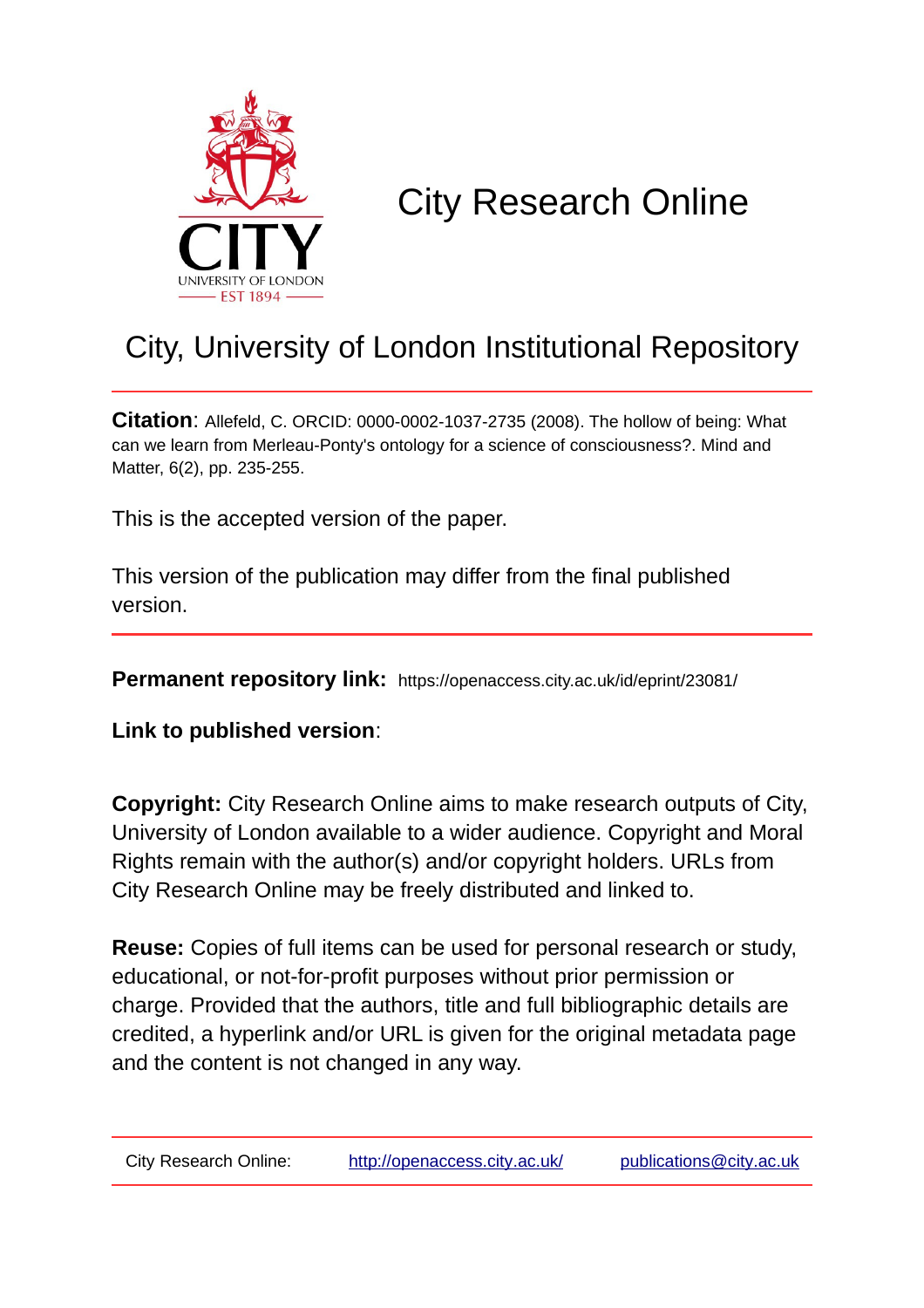# City Research Online

## City, University of London Institutional Repository

**Citation**: Allefeld, C. ORCID: 0000-0002-1037-2735 (2008). The hollow of being: What can we learn from Merleau-Ponty's ontology for a science of consciousness?. Mind and Matter, 6(2), pp. 235-255.

This is the accepted version of the paper.

This version of the publication may differ from the final published version.

**Permanent repository link:** https://openaccess.city.ac.uk/id/eprint/23081/

**Link to published version**:

**Copyright:** City Research Online aims to make research outputs of City, University of London available to a wider audience. Copyright and Moral Rights remain with the author(s) and/or copyright holders. URLs from City Research Online may be freely distributed and linked to.

**Reuse:** Copies of full items can be used for personal research or study, educational, or not-for-profit purposes without prior permission or charge. Provided that the authors, title and full bibliographic details are credited, a hyperlink and/or URL is given for the original metadata page and the content is not changed in any way.

City Research Online: http://openaccess.city.ac.uk/ publications@city.ac.uk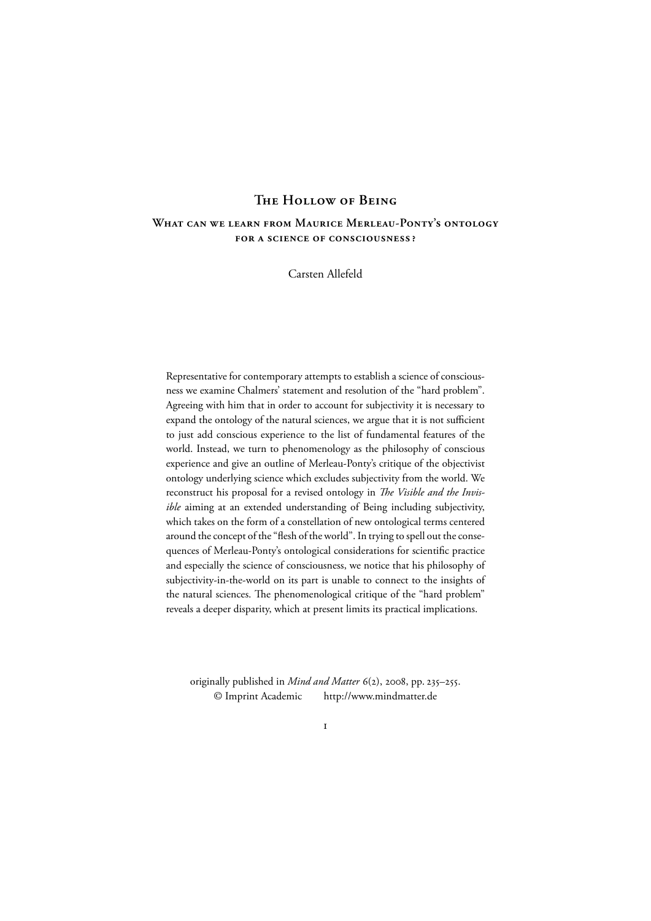# The Hollow of Being

## What can we learn from Maurice Merleau-Ponty's ontology for a science of consciousness?

Carsten Allefeld

Representative for contemporary attempts to establish a science of consciousness we examine Chalmers' statement and resolution of the "hard problem". Agreeing with him that in order to account for subjectivity it is necessary to expand the ontology of the natural sciences, we argue that it is not sufficient to just add conscious experience to the list of fundamental features of the world. Instead, we turn to phenomenology as the philosophy of conscious experience and give an outline of Merleau-Ponty's critique of the objectivist ontology underlying science which excludes subjectivity from the world. We reconstruct his proposal for a revised ontology in *The Visible and the Invisible* aiming at an extended understanding of Being including subjectivity, which takes on the form of a constellation of new ontological terms centered around the concept of the "flesh of the world". In trying to spell out the consequences of Merleau-Ponty's ontological considerations for scientific practice and especially the science of consciousness, we notice that his philosophy of subjectivity-in-the-world on its part is unable to connect to the insights of the natural sciences. The phenomenological critique of the "hard problem" reveals a deeper disparity, which at present limits its practical implications.

originally published in *Mind and Matter* 6(2), 2008, pp. 235–255.
© Imprint Academic http://www.mindmatter.de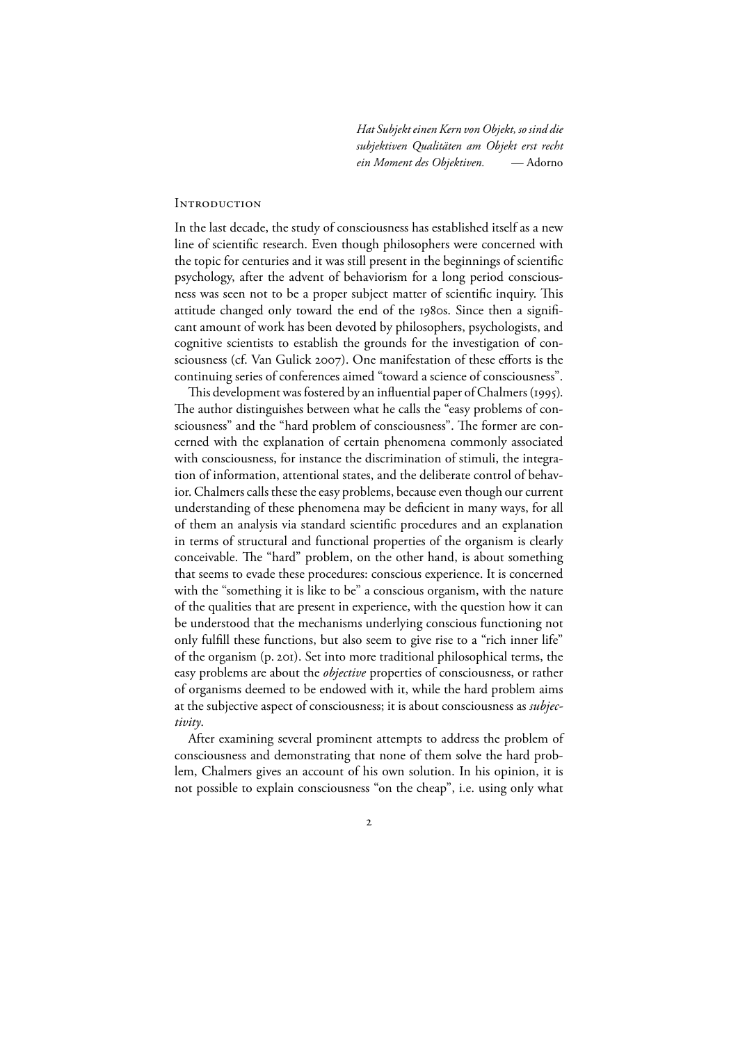*Hat Subjekt einen Kern von Objekt, so sind die subjektiven Qualitäten am Objekt erst recht ein Moment des Objektiven.* — Adorno

## Introduction

In the last decade, the study of consciousness has established itself as a new line of scientific research. Even though philosophers were concerned with the topic for centuries and it was still present in the beginnings of scientific psychology, after the advent of behaviorism for a long period consciousness was seen not to be a proper subject matter of scientific inquiry. This attitude changed only toward the end of the 1980s. Since then a significant amount of work has been devoted by philosophers, psychologists, and cognitive scientists to establish the grounds for the investigation of consciousness (cf. Van Gulick 2007). One manifestation of these efforts is the continuing series of conferences aimed "toward a science of consciousness".

This development was fostered by an influential paper of Chalmers (1995). The author distinguishes between what he calls the "easy problems of consciousness" and the "hard problem of consciousness". The former are concerned with the explanation of certain phenomena commonly associated with consciousness, for instance the discrimination of stimuli, the integration of information, attentional states, and the deliberate control of behavior. Chalmers calls these the easy problems, because even though our current understanding of these phenomena may be deficient in many ways, for all of them an analysis via standard scientific procedures and an explanation in terms of structural and functional properties of the organism is clearly conceivable. The "hard" problem, on the other hand, is about something that seems to evade these procedures: conscious experience. It is concerned with the "something it is like to be" a conscious organism, with the nature of the qualities that are present in experience, with the question how it can be understood that the mechanisms underlying conscious functioning not only fulfill these functions, but also seem to give rise to a "rich inner life" of the organism (p. 201). Set into more traditional philosophical terms, the easy problems are about the *objective* properties of consciousness, or rather of organisms deemed to be endowed with it, while the hard problem aims at the subjective aspect of consciousness; it is about consciousness as *subjectivity*.

After examining several prominent attempts to address the problem of consciousness and demonstrating that none of them solve the hard problem, Chalmers gives an account of his own solution. In his opinion, it is not possible to explain consciousness "on the cheap", i.e. using only what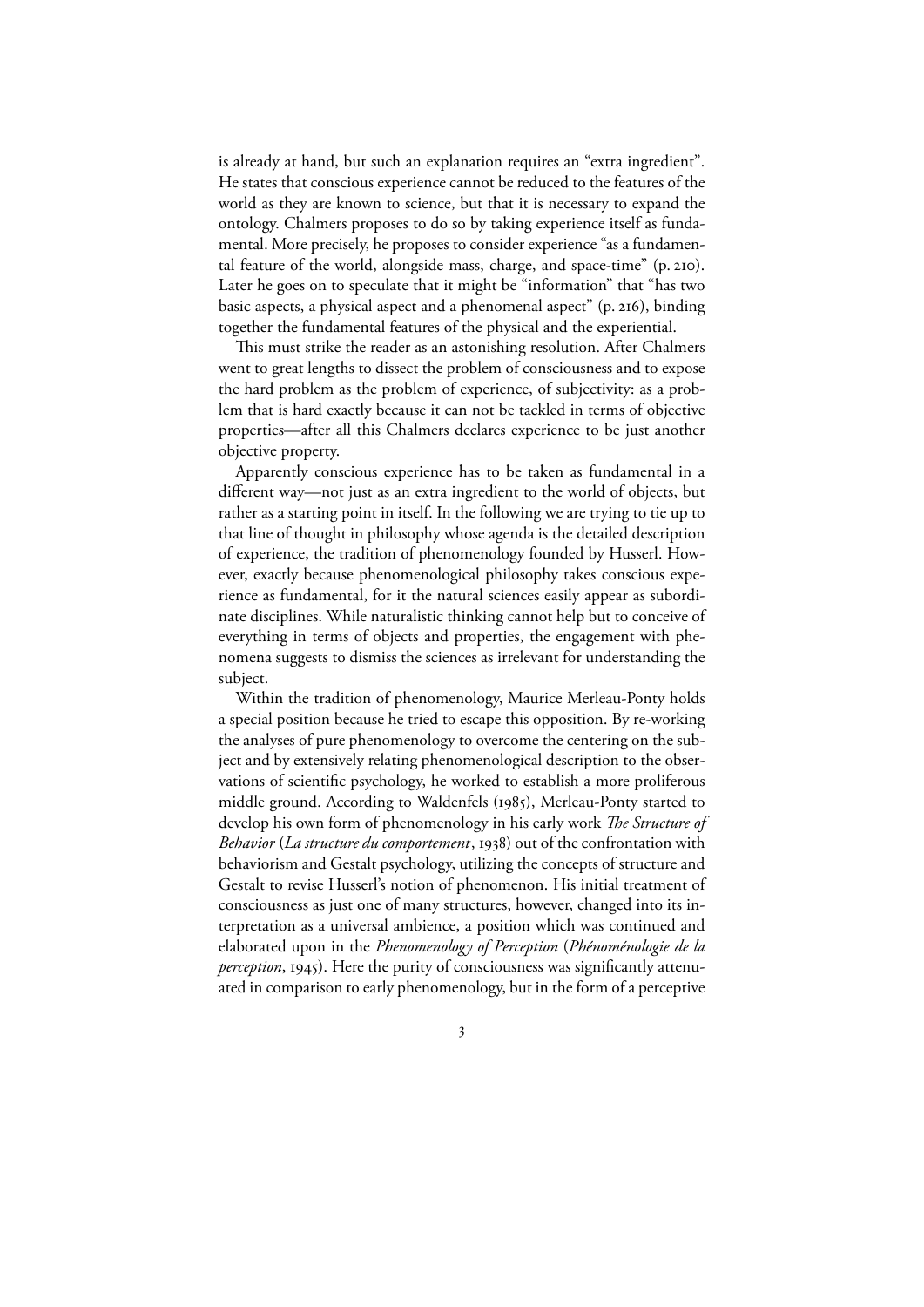is already at hand, but such an explanation requires an "extra ingredient". He states that conscious experience cannot be reduced to the features of the world as they are known to science, but that it is necessary to expand the ontology. Chalmers proposes to do so by taking experience itself as fundamental. More precisely, he proposes to consider experience "as a fundamental feature of the world, alongside mass, charge, and space-time" (p. 210). Later he goes on to speculate that it might be "information" that "has two basic aspects, a physical aspect and a phenomenal aspect" (p. 216), binding together the fundamental features of the physical and the experiential.

This must strike the reader as an astonishing resolution. After Chalmers went to great lengths to dissect the problem of consciousness and to expose the hard problem as the problem of experience, of subjectivity: as a problem that is hard exactly because it can not be tackled in terms of objective properties—after all this Chalmers declares experience to be just another objective property.

Apparently conscious experience has to be taken as fundamental in a different way—not just as an extra ingredient to the world of objects, but rather as a starting point in itself. In the following we are trying to tie up to that line of thought in philosophy whose agenda is the detailed description of experience, the tradition of phenomenology founded by Husserl. However, exactly because phenomenological philosophy takes conscious experience as fundamental, for it the natural sciences easily appear as subordinate disciplines. While naturalistic thinking cannot help but to conceive of everything in terms of objects and properties, the engagement with phenomena suggests to dismiss the sciences as irrelevant for understanding the subject.

Within the tradition of phenomenology, Maurice Merleau-Ponty holds a special position because he tried to escape this opposition. By re-working the analyses of pure phenomenology to overcome the centering on the subject and by extensively relating phenomenological description to the observations of scientific psychology, he worked to establish a more proliferous middle ground. According to Waldenfels (1985), Merleau-Ponty started to develop his own form of phenomenology in his early work *The Structure of Behavior* (*La structure du comportement*, 1938) out of the confrontation with behaviorism and Gestalt psychology, utilizing the concepts of structure and Gestalt to revise Husserl's notion of phenomenon. His initial treatment of consciousness as just one of many structures, however, changed into its interpretation as a universal ambience, a position which was continued and elaborated upon in the *Phenomenology of Perception* (*Phénoménologie de la perception*, 1945). Here the purity of consciousness was significantly attenuated in comparison to early phenomenology, but in the form of a perceptive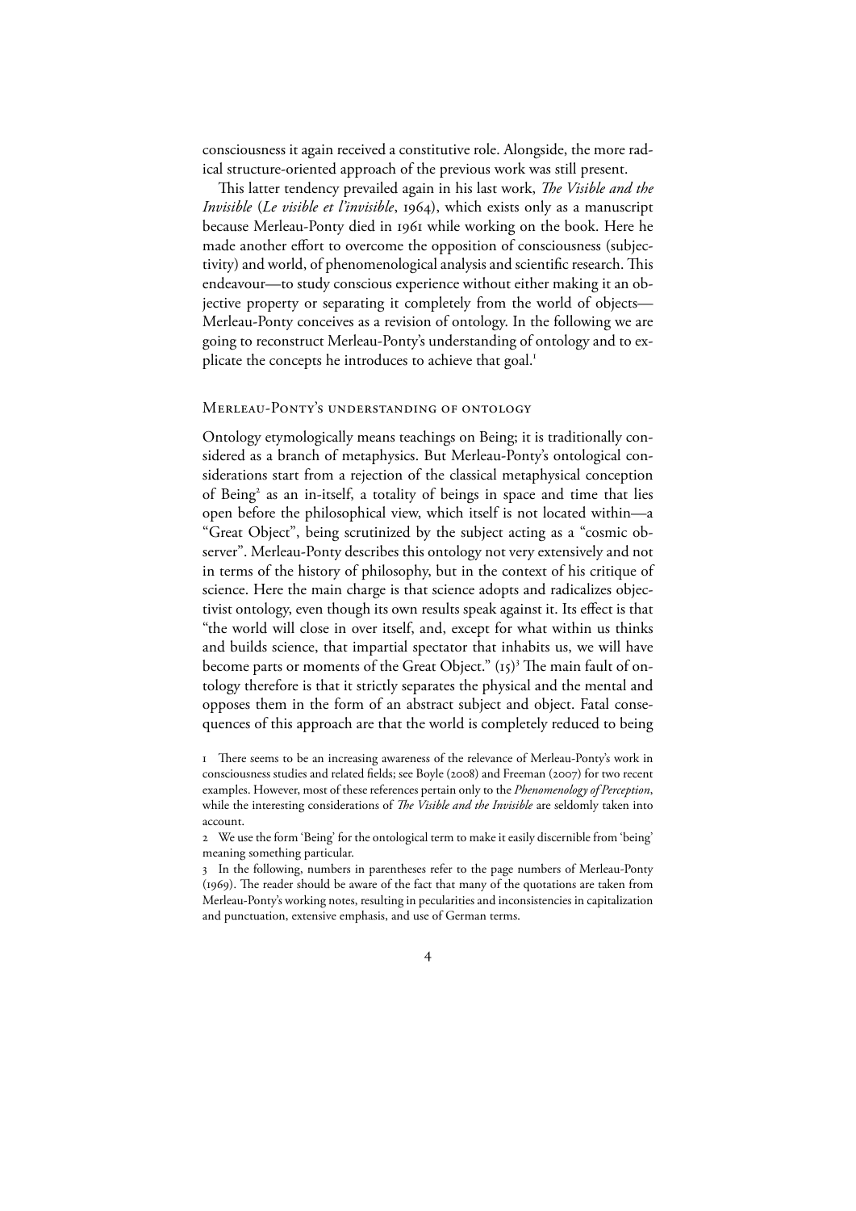consciousness it again received a constitutive role. Alongside, the more radical structure-oriented approach of the previous work was still present.

This latter tendency prevailed again in his last work, *The Visible and the Invisible* (*Le visible et l'invisible*, 1964), which exists only as a manuscript because Merleau-Ponty died in 1961 while working on the book. Here he made another effort to overcome the opposition of consciousness (subjectivity) and world, of phenomenological analysis and scientific research. This endeavour—to study conscious experience without either making it an objective property or separating it completely from the world of objects—Merleau-Ponty conceives as a revision of ontology. In the following we are going to reconstruct Merleau-Ponty's understanding of ontology and to explicate the concepts he introduces to achieve that goal.[1]

## Merleau-Ponty's understanding of ontology

Ontology etymologically means teachings on Being; it is traditionally considered as a branch of metaphysics. But Merleau-Ponty's ontological considerations start from a rejection of the classical metaphysical conception of Being[2] as an in-itself, a totality of beings in space and time that lies open before the philosophical view, which itself is not located within—a "Great Object", being scrutinized by the subject acting as a "cosmic observer". Merleau-Ponty describes this ontology not very extensively and not in terms of the history of philosophy, but in the context of his critique of science. Here the main charge is that science adopts and radicalizes objectivist ontology, even though its own results speak against it. Its effect is that "the world will close in over itself, and, except for what within us thinks and builds science, that impartial spectator that inhabits us, we will have become parts or moments of the Great Object." (15)[3] The main fault of ontology therefore is that it strictly separates the physical and the mental and opposes them in the form of an abstract subject and object. Fatal consequences of this approach are that the world is completely reduced to being

1 There seems to be an increasing awareness of the relevance of Merleau-Ponty's work in consciousness studies and related fields; see Boyle (2008) and Freeman (2007) for two recent examples. However, most of these references pertain only to the *Phenomenology of Perception*, while the interesting considerations of *The Visible and the Invisible* are seldomly taken into account.

2 We use the form 'Being' for the ontological term to make it easily discernible from 'being' meaning something particular.

3 In the following, numbers in parentheses refer to the page numbers of Merleau-Ponty (1969). The reader should be aware of the fact that many of the quotations are taken from Merleau-Ponty's working notes, resulting in pecularities and inconsistencies in capitalization and punctuation, extensive emphasis, and use of German terms.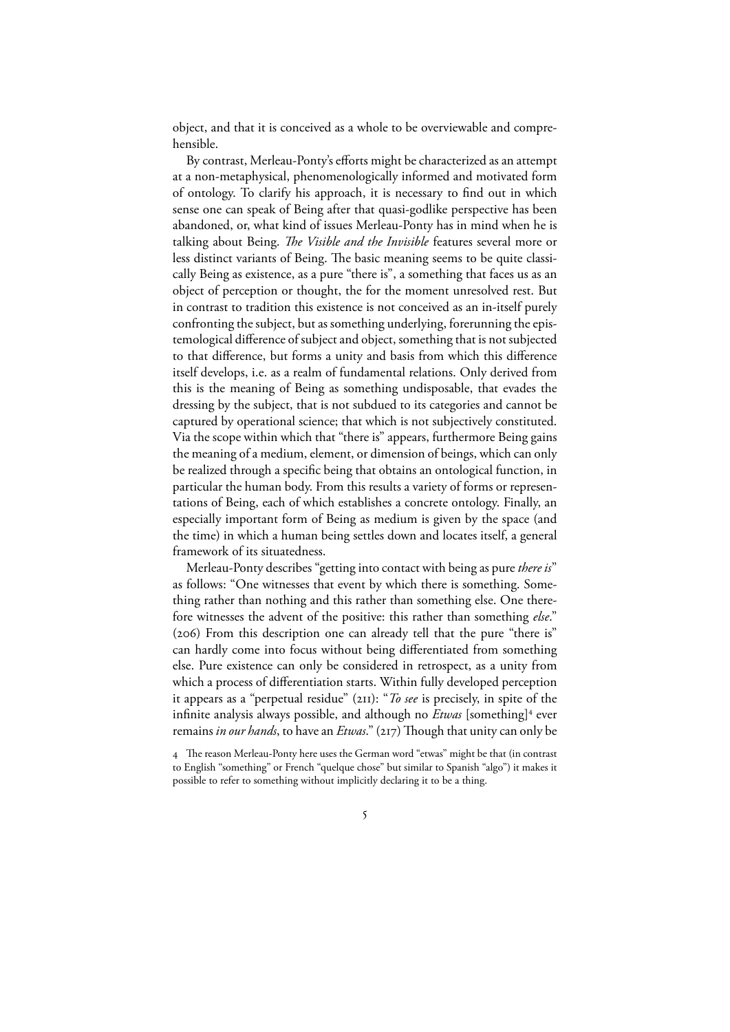object, and that it is conceived as a whole to be overviewable and comprehensible.

By contrast, Merleau-Ponty's efforts might be characterized as an attempt at a non-metaphysical, phenomenologically informed and motivated form of ontology. To clarify his approach, it is necessary to find out in which sense one can speak of Being after that quasi-godlike perspective has been abandoned, or, what kind of issues Merleau-Ponty has in mind when he is talking about Being. *The Visible and the Invisible* features several more or less distinct variants of Being. The basic meaning seems to be quite classically Being as existence, as a pure "there is", a something that faces us as an object of perception or thought, the for the moment unresolved rest. But in contrast to tradition this existence is not conceived as an in-itself purely confronting the subject, but as something underlying, forerunning the epistemological difference of subject and object, something that is not subjected to that difference, but forms a unity and basis from which this difference itself develops, i.e. as a realm of fundamental relations. Only derived from this is the meaning of Being as something undisposable, that evades the dressing by the subject, that is not subdued to its categories and cannot be captured by operational science; that which is not subjectively constituted. Via the scope within which that "there is" appears, furthermore Being gains the meaning of a medium, element, or dimension of beings, which can only be realized through a specific being that obtains an ontological function, in particular the human body. From this results a variety of forms or representations of Being, each of which establishes a concrete ontology. Finally, an especially important form of Being as medium is given by the space (and the time) in which a human being settles down and locates itself, a general framework of its situatedness.

Merleau-Ponty describes "getting into contact with being as pure *there is*" as follows: "One witnesses that event by which there is something. Something rather than nothing and this rather than something else. One therefore witnesses the advent of the positive: this rather than something *else*." (206) From this description one can already tell that the pure "there is" can hardly come into focus without being differentiated from something else. Pure existence can only be considered in retrospect, as a unity from which a process of differentiation starts. Within fully developed perception it appears as a "perpetual residue" (211): "*To see* is precisely, in spite of the infinite analysis always possible, and although no *Etwas* [something][4] ever remains *in our hands*, to have an *Etwas*." (217) Though that unity can only be

4 The reason Merleau-Ponty here uses the German word "etwas" might be that (in contrast to English "something" or French "quelque chose" but similar to Spanish "algo") it makes it possible to refer to something without implicitly declaring it to be a thing.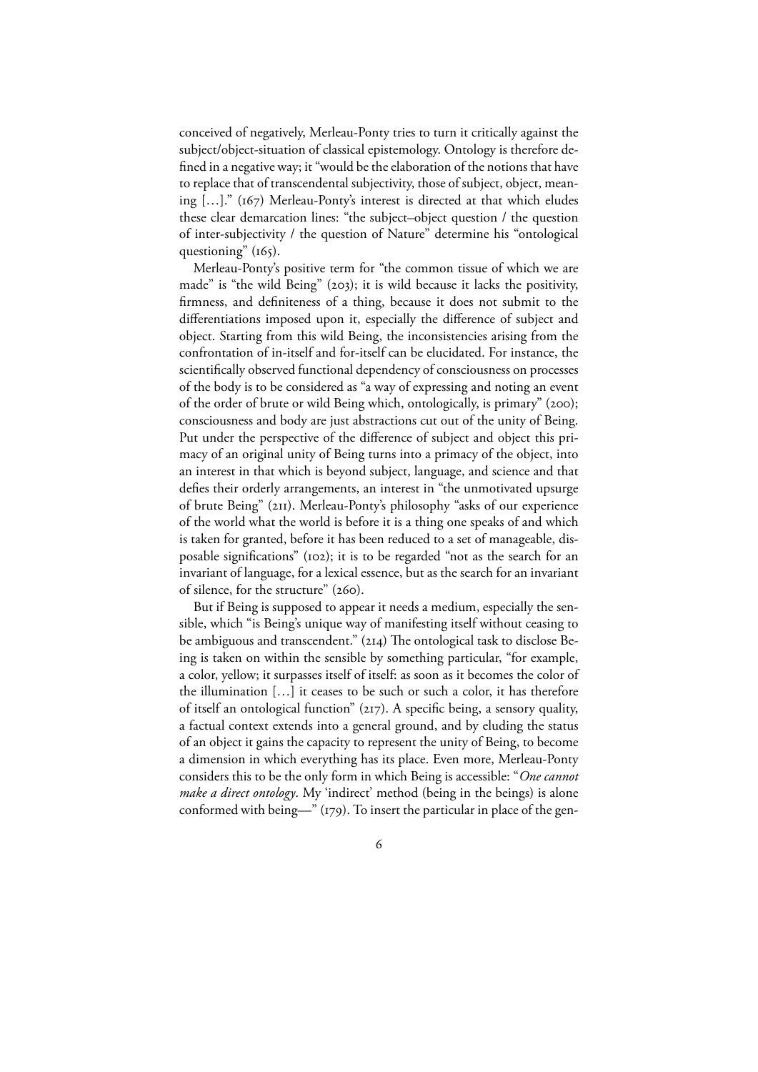conceived of negatively, Merleau-Ponty tries to turn it critically against the subject/object-situation of classical epistemology. Ontology is therefore defined in a negative way; it "would be the elaboration of the notions that have to replace that of transcendental subjectivity, those of subject, object, meaning […]." (167) Merleau-Ponty's interest is directed at that which eludes these clear demarcation lines: "the subject–object question / the question of inter-subjectivity / the question of Nature" determine his "ontological questioning" (165).

Merleau-Ponty's positive term for "the common tissue of which we are made" is "the wild Being" (203); it is wild because it lacks the positivity, firmness, and definiteness of a thing, because it does not submit to the differentiations imposed upon it, especially the difference of subject and object. Starting from this wild Being, the inconsistencies arising from the confrontation of in-itself and for-itself can be elucidated. For instance, the scientifically observed functional dependency of consciousness on processes of the body is to be considered as "a way of expressing and noting an event of the order of brute or wild Being which, ontologically, is primary" (200); consciousness and body are just abstractions cut out of the unity of Being. Put under the perspective of the difference of subject and object this primacy of an original unity of Being turns into a primacy of the object, into an interest in that which is beyond subject, language, and science and that defies their orderly arrangements, an interest in "the unmotivated upsurge of brute Being" (211). Merleau-Ponty's philosophy "asks of our experience of the world what the world is before it is a thing one speaks of and which is taken for granted, before it has been reduced to a set of manageable, disposable significations" (102); it is to be regarded "not as the search for an invariant of language, for a lexical essence, but as the search for an invariant of silence, for the structure" (260).

But if Being is supposed to appear it needs a medium, especially the sensible, which "is Being's unique way of manifesting itself without ceasing to be ambiguous and transcendent." (214) The ontological task to disclose Being is taken on within the sensible by something particular, "for example, a color, yellow; it surpasses itself of itself: as soon as it becomes the color of the illumination […] it ceases to be such or such a color, it has therefore of itself an ontological function" (217). A specific being, a sensory quality, a factual context extends into a general ground, and by eluding the status of an object it gains the capacity to represent the unity of Being, to become a dimension in which everything has its place. Even more, Merleau-Ponty considers this to be the only form in which Being is accessible: "*One cannot make a direct ontology*. My 'indirect' method (being in the beings) is alone conformed with being—" (179). To insert the particular in place of the gen-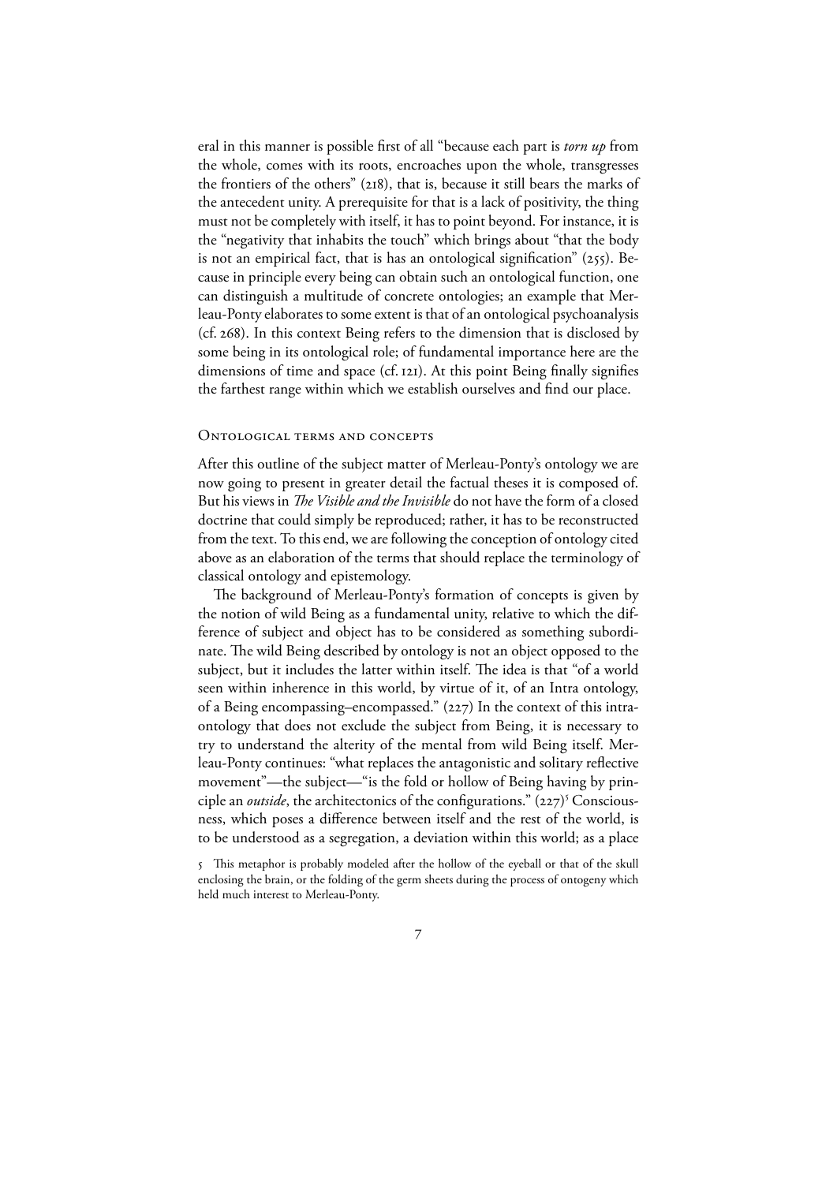eral in this manner is possible first of all "because each part is *torn up* from the whole, comes with its roots, encroaches upon the whole, transgresses the frontiers of the others" (218), that is, because it still bears the marks of the antecedent unity. A prerequisite for that is a lack of positivity, the thing must not be completely with itself, it has to point beyond. For instance, it is the "negativity that inhabits the touch" which brings about "that the body is not an empirical fact, that is has an ontological signification" (255). Because in principle every being can obtain such an ontological function, one can distinguish a multitude of concrete ontologies; an example that Merleau-Ponty elaborates to some extent is that of an ontological psychoanalysis (cf. 268). In this context Being refers to the dimension that is disclosed by some being in its ontological role; of fundamental importance here are the dimensions of time and space (cf. 121). At this point Being finally signifies the farthest range within which we establish ourselves and find our place.

## Ontological terms and concepts

After this outline of the subject matter of Merleau-Ponty's ontology we are now going to present in greater detail the factual theses it is composed of. But his views in *The Visible and the Invisible* do not have the form of a closed doctrine that could simply be reproduced; rather, it has to be reconstructed from the text. To this end, we are following the conception of ontology cited above as an elaboration of the terms that should replace the terminology of classical ontology and epistemology.

The background of Merleau-Ponty's formation of concepts is given by the notion of wild Being as a fundamental unity, relative to which the difference of subject and object has to be considered as something subordinate. The wild Being described by ontology is not an object opposed to the subject, but it includes the latter within itself. The idea is that "of a world seen within inherence in this world, by virtue of it, of an Intra ontology, of a Being encompassing–encompassed." (227) In the context of this intra-ontology that does not exclude the subject from Being, it is necessary to try to understand the alterity of the mental from wild Being itself. Merleau-Ponty continues: "what replaces the antagonistic and solitary reflective movement"—the subject—"is the fold or hollow of Being having by principle an *outside*, the architectonics of the configurations." (227)[5] Consciousness, which poses a difference between itself and the rest of the world, is to be understood as a segregation, a deviation within this world; as a place

5 This metaphor is probably modeled after the hollow of the eyeball or that of the skull enclosing the brain, or the folding of the germ sheets during the process of ontogeny which held much interest to Merleau-Ponty.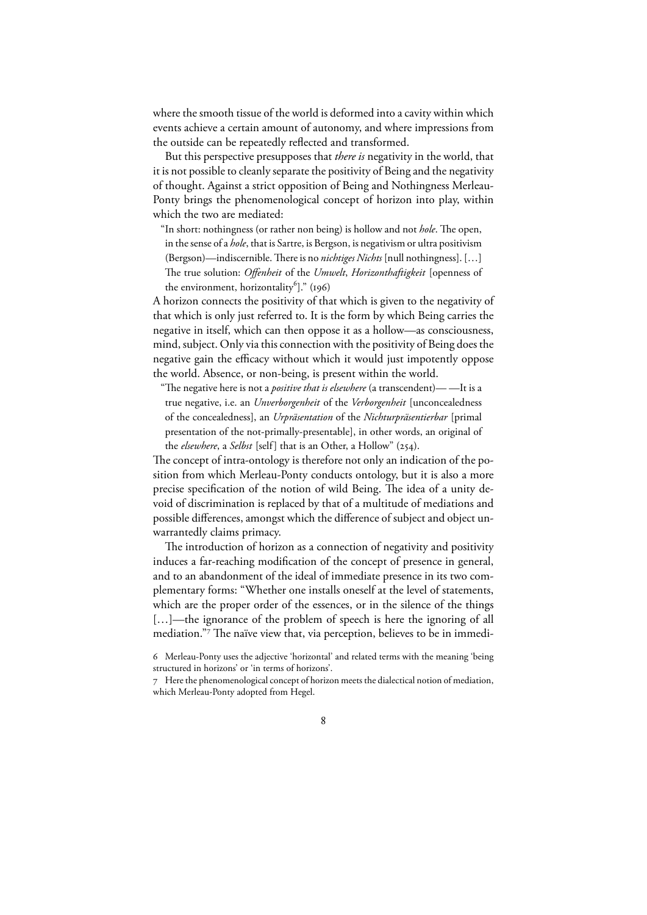where the smooth tissue of the world is deformed into a cavity within which events achieve a certain amount of autonomy, and where impressions from the outside can be repeatedly reflected and transformed.

But this perspective presupposes that *there is* negativity in the world, that it is not possible to cleanly separate the positivity of Being and the negativity of thought. Against a strict opposition of Being and Nothingness Merleau-Ponty brings the phenomenological concept of horizon into play, within which the two are mediated:

> "In short: nothingness (or rather non being) is hollow and not *hole*. The open, in the sense of a *hole*, that is Sartre, is Bergson, is negativism or ultra positivism (Bergson)—indiscernible. There is no *nichtiges Nichts* [null nothingness]. […] The true solution: *Offenheit* of the *Umwelt*, *Horizonthaftigkeit* [openness of the environment, horizontality[6]]." (196)

A horizon connects the positivity of that which is given to the negativity of that which is only just referred to. It is the form by which Being carries the negative in itself, which can then oppose it as a hollow—as consciousness, mind, subject. Only via this connection with the positivity of Being does the negative gain the efficacy without which it would just impotently oppose the world. Absence, or non-being, is present within the world.

> "The negative here is not a *positive that is elsewhere* (a transcendent)— —It is a true negative, i.e. an *Unverborgenheit* of the *Verborgenheit* [unconcealedness of the concealedness], an *Urpräsentation* of the *Nichturpräsentierbar* [primal presentation of the not-primally-presentable], in other words, an original of the *elsewhere*, a *Selbst* [self] that is an Other, a Hollow" (254).

The concept of intra-ontology is therefore not only an indication of the position from which Merleau-Ponty conducts ontology, but it is also a more precise specification of the notion of wild Being. The idea of a unity devoid of discrimination is replaced by that of a multitude of mediations and possible differences, amongst which the difference of subject and object unwarrantedly claims primacy.

The introduction of horizon as a connection of negativity and positivity induces a far-reaching modification of the concept of presence in general, and to an abandonment of the ideal of immediate presence in its two complementary forms: "Whether one installs oneself at the level of statements, which are the proper order of the essences, or in the silence of the things […]—the ignorance of the problem of speech is here the ignoring of all mediation."[7] The naïve view that, via perception, believes to be in immedi-

---

6 Merleau-Ponty uses the adjective 'horizontal' and related terms with the meaning 'being structured in horizons' or 'in terms of horizons'.

7 Here the phenomenological concept of horizon meets the dialectical notion of mediation, which Merleau-Ponty adopted from Hegel.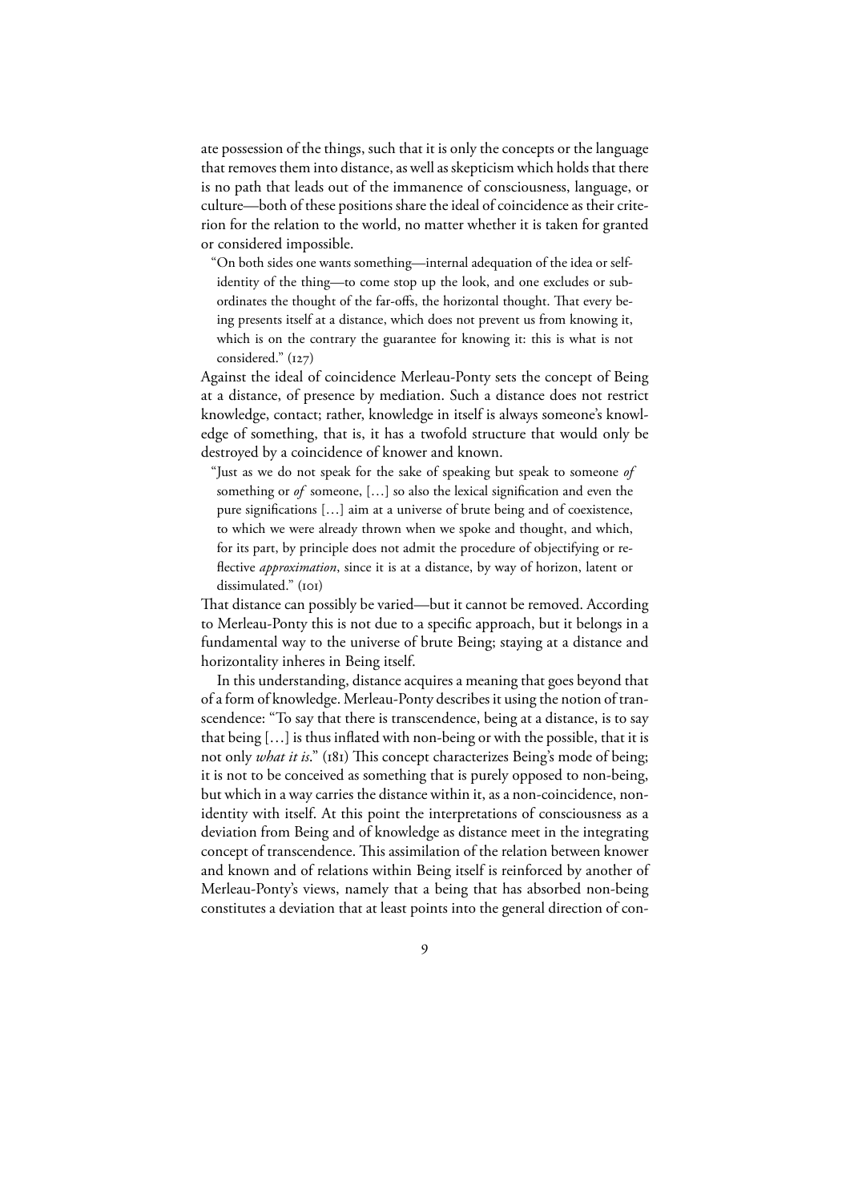ate possession of the things, such that it is only the concepts or the language that removes them into distance, as well as skepticism which holds that there is no path that leads out of the immanence of consciousness, language, or culture—both of these positions share the ideal of coincidence as their criterion for the relation to the world, no matter whether it is taken for granted or considered impossible.

> "On both sides one wants something—internal adequation of the idea or self-identity of the thing—to come stop up the look, and one excludes or subordinates the thought of the far-offs, the horizontal thought. That every being presents itself at a distance, which does not prevent us from knowing it, which is on the contrary the guarantee for knowing it: this is what is not considered." (127)

Against the ideal of coincidence Merleau-Ponty sets the concept of Being at a distance, of presence by mediation. Such a distance does not restrict knowledge, contact; rather, knowledge in itself is always someone's knowledge of something, that is, it has a twofold structure that would only be destroyed by a coincidence of knower and known.

> "Just as we do not speak for the sake of speaking but speak to someone *of* something or *of* someone, […] so also the lexical signification and even the pure significations […] aim at a universe of brute being and of coexistence, to which we were already thrown when we spoke and thought, and which, for its part, by principle does not admit the procedure of objectifying or reflective *approximation*, since it is at a distance, by way of horizon, latent or dissimulated." (101)

That distance can possibly be varied—but it cannot be removed. According to Merleau-Ponty this is not due to a specific approach, but it belongs in a fundamental way to the universe of brute Being; staying at a distance and horizontality inheres in Being itself.

In this understanding, distance acquires a meaning that goes beyond that of a form of knowledge. Merleau-Ponty describes it using the notion of transcendence: "To say that there is transcendence, being at a distance, is to say that being […] is thus inflated with non-being or with the possible, that it is not only *what it is*." (181) This concept characterizes Being's mode of being; it is not to be conceived as something that is purely opposed to non-being, but which in a way carries the distance within it, as a non-coincidence, non-identity with itself. At this point the interpretations of consciousness as a deviation from Being and of knowledge as distance meet in the integrating concept of transcendence. This assimilation of the relation between knower and known and of relations within Being itself is reinforced by another of Merleau-Ponty's views, namely that a being that has absorbed non-being constitutes a deviation that at least points into the general direction of con-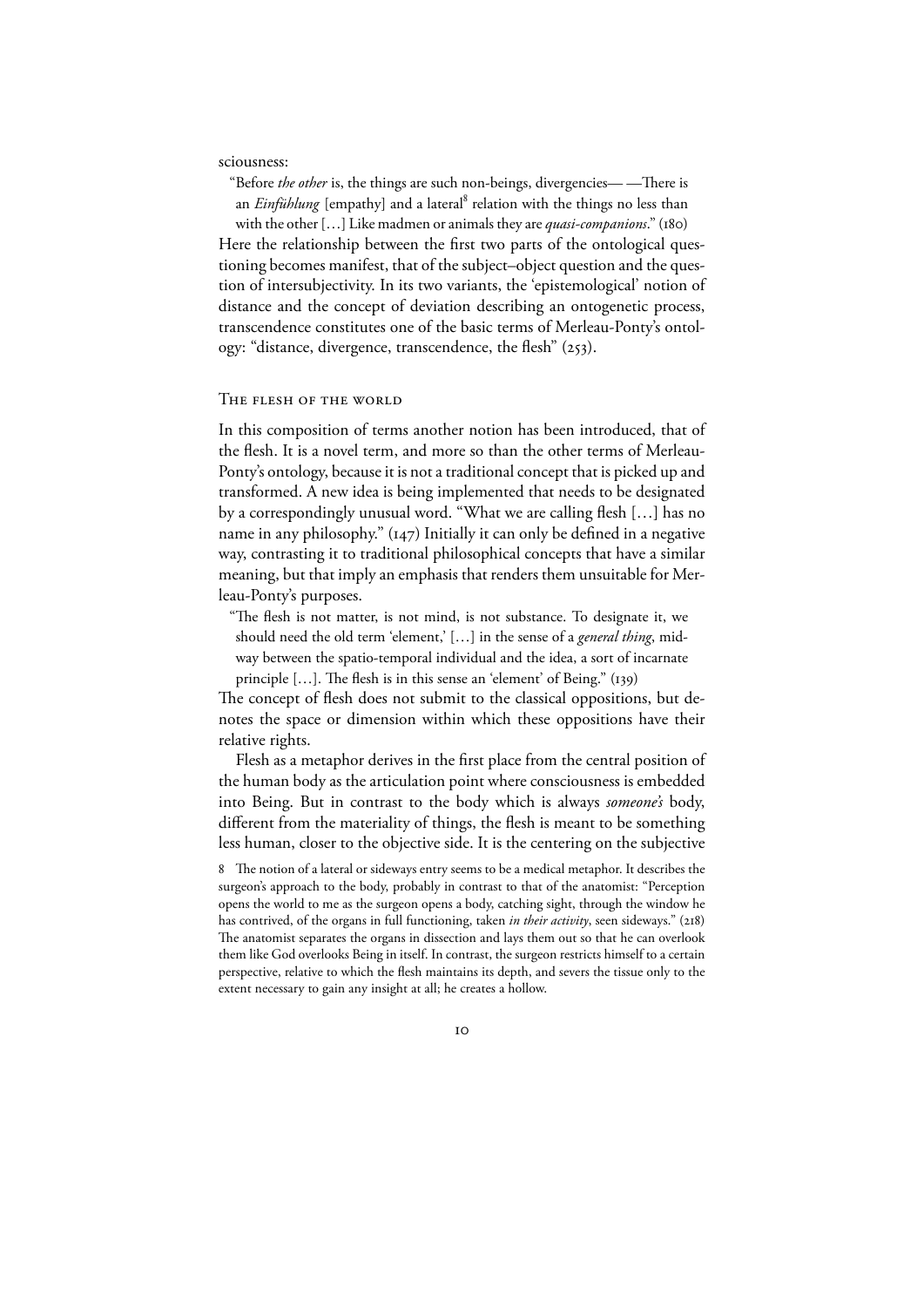sciousness:

> "Before *the other* is, the things are such non-beings, divergencies— —There is an *Einfühlung* [empathy] and a lateral[8] relation with the things no less than with the other […] Like madmen or animals they are *quasi-companions*." (180)

Here the relationship between the first two parts of the ontological questioning becomes manifest, that of the subject–object question and the question of intersubjectivity. In its two variants, the 'epistemological' notion of distance and the concept of deviation describing an ontogenetic process, transcendence constitutes one of the basic terms of Merleau-Ponty's ontology: "distance, divergence, transcendence, the flesh" (253).

## The flesh of the world

In this composition of terms another notion has been introduced, that of the flesh. It is a novel term, and more so than the other terms of Merleau-Ponty's ontology, because it is not a traditional concept that is picked up and transformed. A new idea is being implemented that needs to be designated by a correspondingly unusual word. "What we are calling flesh […] has no name in any philosophy." (147) Initially it can only be defined in a negative way, contrasting it to traditional philosophical concepts that have a similar meaning, but that imply an emphasis that renders them unsuitable for Merleau-Ponty's purposes.

> "The flesh is not matter, is not mind, is not substance. To designate it, we should need the old term 'element,' […] in the sense of a *general thing*, midway between the spatio-temporal individual and the idea, a sort of incarnate principle […]. The flesh is in this sense an 'element' of Being." (139)

The concept of flesh does not submit to the classical oppositions, but denotes the space or dimension within which these oppositions have their relative rights.

Flesh as a metaphor derives in the first place from the central position of the human body as the articulation point where consciousness is embedded into Being. But in contrast to the body which is always *someone's* body, different from the materiality of things, the flesh is meant to be something less human, closer to the objective side. It is the centering on the subjective

8 The notion of a lateral or sideways entry seems to be a medical metaphor. It describes the surgeon's approach to the body, probably in contrast to that of the anatomist: "Perception opens the world to me as the surgeon opens a body, catching sight, through the window he has contrived, of the organs in full functioning, taken *in their activity*, seen sideways." (218) The anatomist separates the organs in dissection and lays them out so that he can overlook them like God overlooks Being in itself. In contrast, the surgeon restricts himself to a certain perspective, relative to which the flesh maintains its depth, and severs the tissue only to the extent necessary to gain any insight at all; he creates a hollow.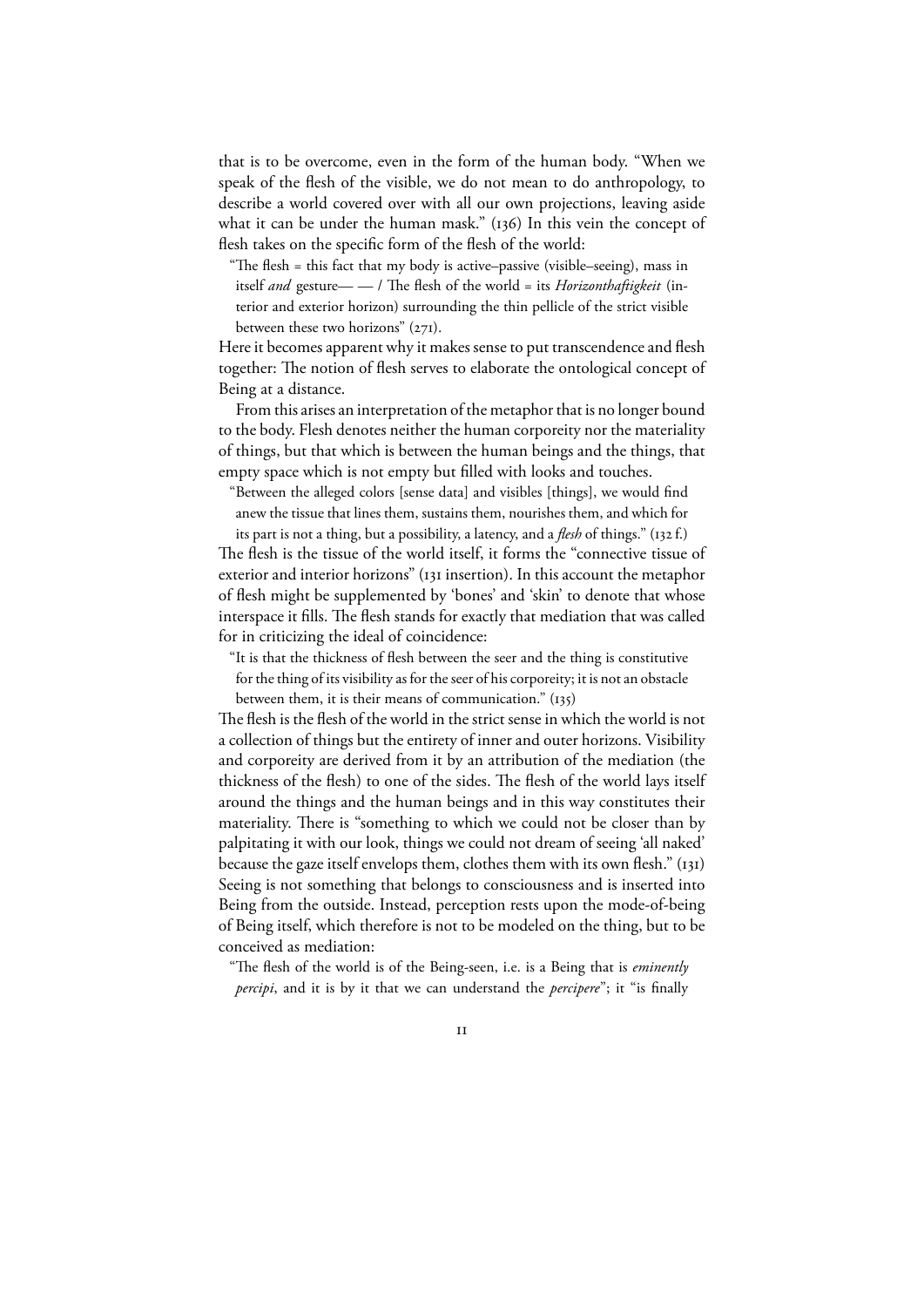that is to be overcome, even in the form of the human body. "When we speak of the flesh of the visible, we do not mean to do anthropology, to describe a world covered over with all our own projections, leaving aside what it can be under the human mask." (136) In this vein the concept of flesh takes on the specific form of the flesh of the world:

> "The flesh = this fact that my body is active–passive (visible–seeing), mass in itself *and* gesture— — / The flesh of the world = its *Horizonthaftigkeit* (interior and exterior horizon) surrounding the thin pellicle of the strict visible between these two horizons" (271).

Here it becomes apparent why it makes sense to put transcendence and flesh together: The notion of flesh serves to elaborate the ontological concept of Being at a distance.

From this arises an interpretation of the metaphor that is no longer bound to the body. Flesh denotes neither the human corporeity nor the materiality of things, but that which is between the human beings and the things, that empty space which is not empty but filled with looks and touches.

> "Between the alleged colors [sense data] and visibles [things], we would find anew the tissue that lines them, sustains them, nourishes them, and which for its part is not a thing, but a possibility, a latency, and a *flesh* of things." (132 f.)

The flesh is the tissue of the world itself, it forms the "connective tissue of exterior and interior horizons" (131 insertion). In this account the metaphor of flesh might be supplemented by 'bones' and 'skin' to denote that whose interspace it fills. The flesh stands for exactly that mediation that was called for in criticizing the ideal of coincidence:

> "It is that the thickness of flesh between the seer and the thing is constitutive for the thing of its visibility as for the seer of his corporeity; it is not an obstacle between them, it is their means of communication." (135)

The flesh is the flesh of the world in the strict sense in which the world is not a collection of things but the entirety of inner and outer horizons. Visibility and corporeity are derived from it by an attribution of the mediation (the thickness of the flesh) to one of the sides. The flesh of the world lays itself around the things and the human beings and in this way constitutes their materiality. There is "something to which we could not be closer than by palpitating it with our look, things we could not dream of seeing 'all naked' because the gaze itself envelops them, clothes them with its own flesh." (131) Seeing is not something that belongs to consciousness and is inserted into Being from the outside. Instead, perception rests upon the mode-of-being of Being itself, which therefore is not to be modeled on the thing, but to be conceived as mediation:

> "The flesh of the world is of the Being-seen, i.e. is a Being that is *eminently percipi*, and it is by it that we can understand the *percipere*"; it "is finally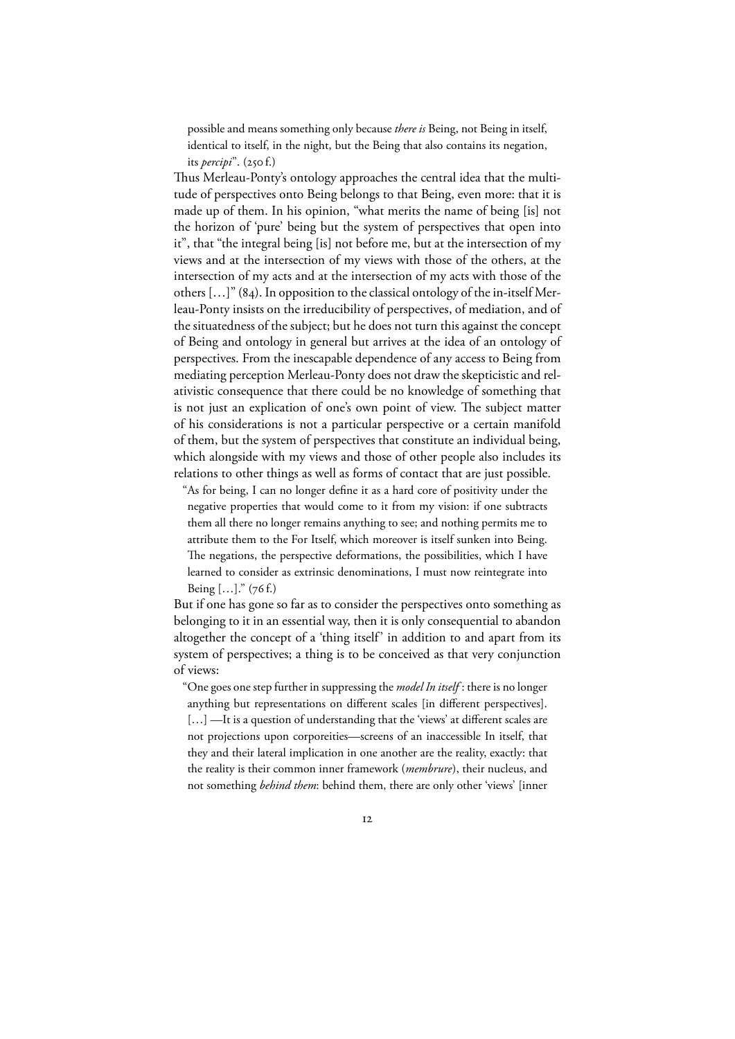> possible and means something only because *there is* Being, not Being in itself, identical to itself, in the night, but the Being that also contains its negation, its *percipi*". (250 f.)

Thus Merleau-Ponty's ontology approaches the central idea that the multitude of perspectives onto Being belongs to that Being, even more: that it is made up of them. In his opinion, "what merits the name of being [is] not the horizon of 'pure' being but the system of perspectives that open into it", that "the integral being [is] not before me, but at the intersection of my views and at the intersection of my views with those of the others, at the intersection of my acts and at the intersection of my acts with those of the others […]" (84). In opposition to the classical ontology of the in-itself Merleau-Ponty insists on the irreducibility of perspectives, of mediation, and of the situatedness of the subject; but he does not turn this against the concept of Being and ontology in general but arrives at the idea of an ontology of perspectives. From the inescapable dependence of any access to Being from mediating perception Merleau-Ponty does not draw the skepticistic and relativistic consequence that there could be no knowledge of something that is not just an explication of one's own point of view. The subject matter of his considerations is not a particular perspective or a certain manifold of them, but the system of perspectives that constitute an individual being, which alongside with my views and those of other people also includes its relations to other things as well as forms of contact that are just possible.

> "As for being, I can no longer define it as a hard core of positivity under the negative properties that would come to it from my vision: if one subtracts them all there no longer remains anything to see; and nothing permits me to attribute them to the For Itself, which moreover is itself sunken into Being. The negations, the perspective deformations, the possibilities, which I have learned to consider as extrinsic denominations, I must now reintegrate into Being […]." (76 f.)

But if one has gone so far as to consider the perspectives onto something as belonging to it in an essential way, then it is only consequential to abandon altogether the concept of a 'thing itself' in addition to and apart from its system of perspectives; a thing is to be conceived as that very conjunction of views:

> "One goes one step further in suppressing the *model In itself*: there is no longer anything but representations on different scales [in different perspectives]. […] —It is a question of understanding that the 'views' at different scales are not projections upon corporeities—screens of an inaccessible In itself, that they and their lateral implication in one another are the reality, exactly: that the reality is their common inner framework (*membrure*), their nucleus, and not something *behind them*: behind them, there are only other 'views' [inner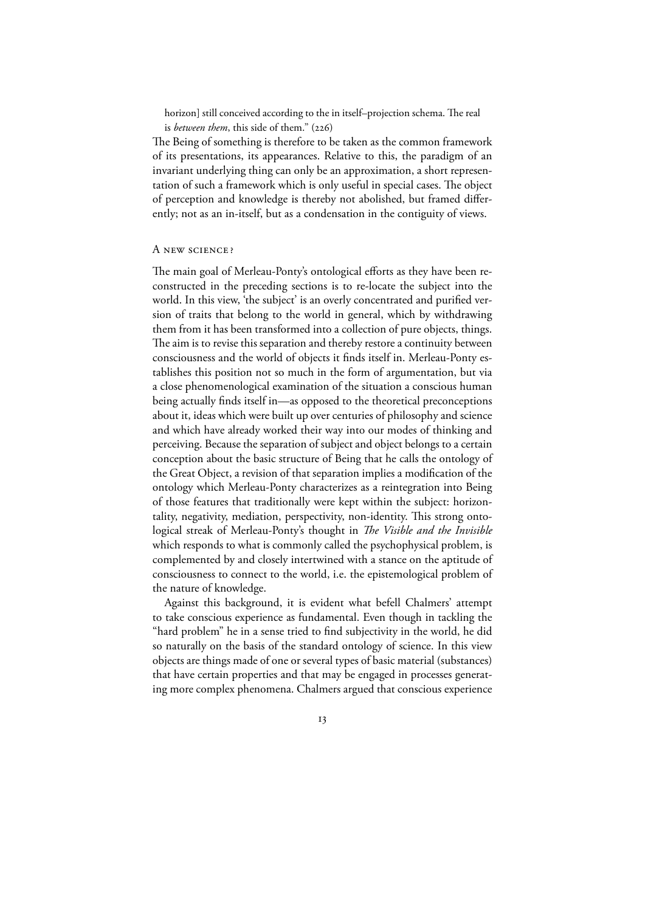> horizon] still conceived according to the in itself–projection schema. The real is *between them*, this side of them." (226)

The Being of something is therefore to be taken as the common framework of its presentations, its appearances. Relative to this, the paradigm of an invariant underlying thing can only be an approximation, a short representation of such a framework which is only useful in special cases. The object of perception and knowledge is thereby not abolished, but framed differently; not as an in-itself, but as a condensation in the contiguity of views.

## A new science?

The main goal of Merleau-Ponty's ontological efforts as they have been reconstructed in the preceding sections is to re-locate the subject into the world. In this view, 'the subject' is an overly concentrated and purified version of traits that belong to the world in general, which by withdrawing them from it has been transformed into a collection of pure objects, things. The aim is to revise this separation and thereby restore a continuity between consciousness and the world of objects it finds itself in. Merleau-Ponty establishes this position not so much in the form of argumentation, but via a close phenomenological examination of the situation a conscious human being actually finds itself in—as opposed to the theoretical preconceptions about it, ideas which were built up over centuries of philosophy and science and which have already worked their way into our modes of thinking and perceiving. Because the separation of subject and object belongs to a certain conception about the basic structure of Being that he calls the ontology of the Great Object, a revision of that separation implies a modification of the ontology which Merleau-Ponty characterizes as a reintegration into Being of those features that traditionally were kept within the subject: horizontality, negativity, mediation, perspectivity, non-identity. This strong ontological streak of Merleau-Ponty's thought in *The Visible and the Invisible* which responds to what is commonly called the psychophysical problem, is complemented by and closely intertwined with a stance on the aptitude of consciousness to connect to the world, i.e. the epistemological problem of the nature of knowledge.

Against this background, it is evident what befell Chalmers' attempt to take conscious experience as fundamental. Even though in tackling the "hard problem" he in a sense tried to find subjectivity in the world, he did so naturally on the basis of the standard ontology of science. In this view objects are things made of one or several types of basic material (substances) that have certain properties and that may be engaged in processes generating more complex phenomena. Chalmers argued that conscious experience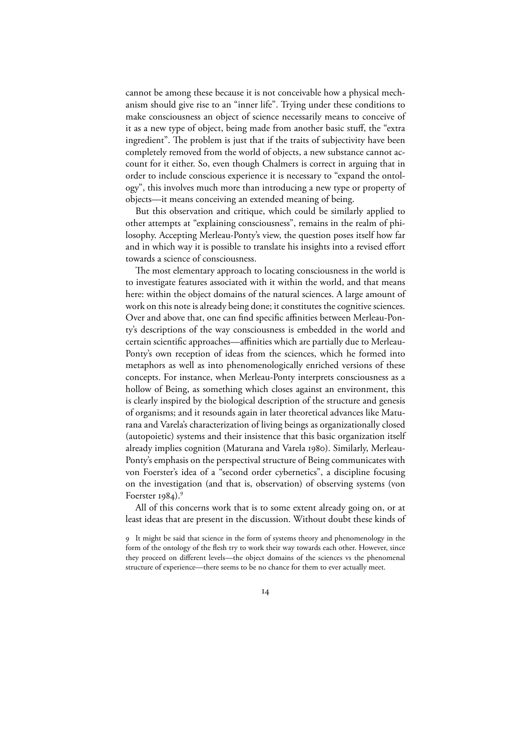cannot be among these because it is not conceivable how a physical mechanism should give rise to an "inner life". Trying under these conditions to make consciousness an object of science necessarily means to conceive of it as a new type of object, being made from another basic stuff, the "extra ingredient". The problem is just that if the traits of subjectivity have been completely removed from the world of objects, a new substance cannot account for it either. So, even though Chalmers is correct in arguing that in order to include conscious experience it is necessary to "expand the ontology", this involves much more than introducing a new type or property of objects—it means conceiving an extended meaning of being.

But this observation and critique, which could be similarly applied to other attempts at "explaining consciousness", remains in the realm of philosophy. Accepting Merleau-Ponty's view, the question poses itself how far and in which way it is possible to translate his insights into a revised effort towards a science of consciousness.

The most elementary approach to locating consciousness in the world is to investigate features associated with it within the world, and that means here: within the object domains of the natural sciences. A large amount of work on this note is already being done; it constitutes the cognitive sciences. Over and above that, one can find specific affinities between Merleau-Ponty's descriptions of the way consciousness is embedded in the world and certain scientific approaches—affinities which are partially due to Merleau-Ponty's own reception of ideas from the sciences, which he formed into metaphors as well as into phenomenologically enriched versions of these concepts. For instance, when Merleau-Ponty interprets consciousness as a hollow of Being, as something which closes against an environment, this is clearly inspired by the biological description of the structure and genesis of organisms; and it resounds again in later theoretical advances like Maturana and Varela's characterization of living beings as organizationally closed (autopoietic) systems and their insistence that this basic organization itself already implies cognition (Maturana and Varela 1980). Similarly, Merleau-Ponty's emphasis on the perspectival structure of Being communicates with von Foerster's idea of a "second order cybernetics", a discipline focusing on the investigation (and that is, observation) of observing systems (von Foerster 1984).[9]

All of this concerns work that is to some extent already going on, or at least ideas that are present in the discussion. Without doubt these kinds of

[9] It might be said that science in the form of systems theory and phenomenology in the form of the ontology of the flesh try to work their way towards each other. However, since they proceed on different levels—the object domains of the sciences vs the phenomenal structure of experience—there seems to be no chance for them to ever actually meet.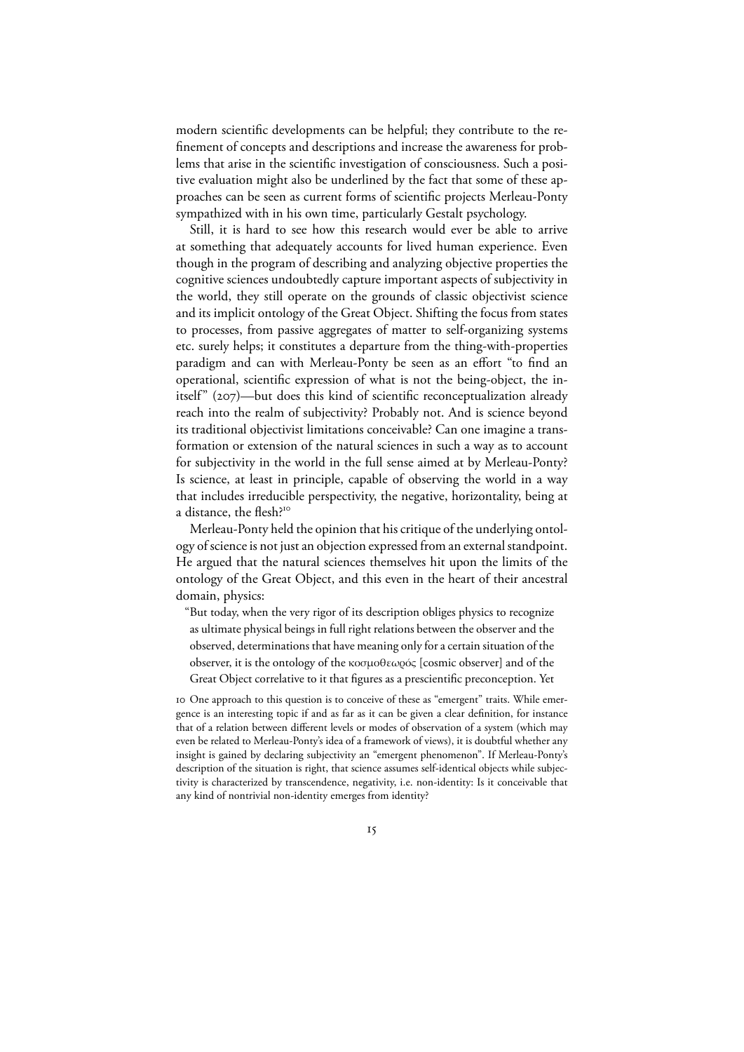modern scientific developments can be helpful; they contribute to the refinement of concepts and descriptions and increase the awareness for problems that arise in the scientific investigation of consciousness. Such a positive evaluation might also be underlined by the fact that some of these approaches can be seen as current forms of scientific projects Merleau-Ponty sympathized with in his own time, particularly Gestalt psychology.

Still, it is hard to see how this research would ever be able to arrive at something that adequately accounts for lived human experience. Even though in the program of describing and analyzing objective properties the cognitive sciences undoubtedly capture important aspects of subjectivity in the world, they still operate on the grounds of classic objectivist science and its implicit ontology of the Great Object. Shifting the focus from states to processes, from passive aggregates of matter to self-organizing systems etc. surely helps; it constitutes a departure from the thing-with-properties paradigm and can with Merleau-Ponty be seen as an effort "to find an operational, scientific expression of what is not the being-object, the in-itself" (207)—but does this kind of scientific reconceptualization already reach into the realm of subjectivity? Probably not. And is science beyond its traditional objectivist limitations conceivable? Can one imagine a transformation or extension of the natural sciences in such a way as to account for subjectivity in the world in the full sense aimed at by Merleau-Ponty? Is science, at least in principle, capable of observing the world in a way that includes irreducible perspectivity, the negative, horizontality, being at a distance, the flesh?[10]

Merleau-Ponty held the opinion that his critique of the underlying ontology of science is not just an objection expressed from an external standpoint. He argued that the natural sciences themselves hit upon the limits of the ontology of the Great Object, and this even in the heart of their ancestral domain, physics:

> "But today, when the very rigor of its description obliges physics to recognize as ultimate physical beings in full right relations between the observer and the observed, determinations that have meaning only for a certain situation of the observer, it is the ontology of the κοσμοθεωρός [cosmic observer] and of the Great Object correlative to it that figures as a prescientific preconception. Yet

10 One approach to this question is to conceive of these as "emergent" traits. While emergence is an interesting topic if and as far as it can be given a clear definition, for instance that of a relation between different levels or modes of observation of a system (which may even be related to Merleau-Ponty's idea of a framework of views), it is doubtful whether any insight is gained by declaring subjectivity an "emergent phenomenon". If Merleau-Ponty's description of the situation is right, that science assumes self-identical objects while subjectivity is characterized by transcendence, negativity, i.e. non-identity: Is it conceivable that any kind of nontrivial non-identity emerges from identity?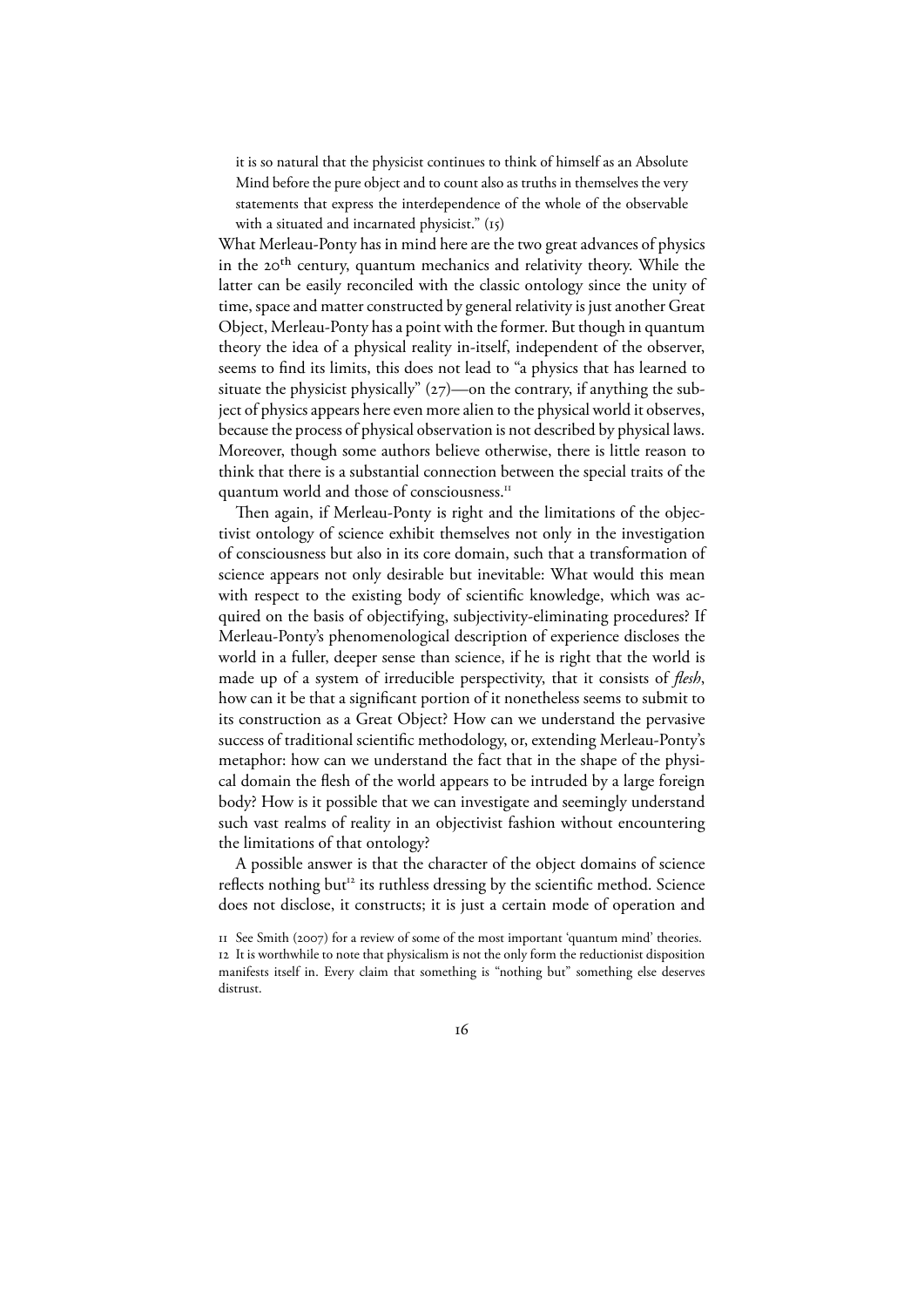> it is so natural that the physicist continues to think of himself as an Absolute Mind before the pure object and to count also as truths in themselves the very statements that express the interdependence of the whole of the observable with a situated and incarnated physicist." (15)

What Merleau-Ponty has in mind here are the two great advances of physics in the 20$^{th}$ century, quantum mechanics and relativity theory. While the latter can be easily reconciled with the classic ontology since the unity of time, space and matter constructed by general relativity is just another Great Object, Merleau-Ponty has a point with the former. But though in quantum theory the idea of a physical reality in-itself, independent of the observer, seems to find its limits, this does not lead to "a physics that has learned to situate the physicist physically" (27)—on the contrary, if anything the subject of physics appears here even more alien to the physical world it observes, because the process of physical observation is not described by physical laws. Moreover, though some authors believe otherwise, there is little reason to think that there is a substantial connection between the special traits of the quantum world and those of consciousness.[11]

Then again, if Merleau-Ponty is right and the limitations of the objectivist ontology of science exhibit themselves not only in the investigation of consciousness but also in its core domain, such that a transformation of science appears not only desirable but inevitable: What would this mean with respect to the existing body of scientific knowledge, which was acquired on the basis of objectifying, subjectivity-eliminating procedures? If Merleau-Ponty's phenomenological description of experience discloses the world in a fuller, deeper sense than science, if he is right that the world is made up of a system of irreducible perspectivity, that it consists of *flesh*, how can it be that a significant portion of it nonetheless seems to submit to its construction as a Great Object? How can we understand the pervasive success of traditional scientific methodology, or, extending Merleau-Ponty's metaphor: how can we understand the fact that in the shape of the physical domain the flesh of the world appears to be intruded by a large foreign body? How is it possible that we can investigate and seemingly understand such vast realms of reality in an objectivist fashion without encountering the limitations of that ontology?

A possible answer is that the character of the object domains of science reflects nothing but[12] its ruthless dressing by the scientific method. Science does not disclose, it constructs; it is just a certain mode of operation and

11 See Smith (2007) for a review of some of the most important 'quantum mind' theories.

12 It is worthwhile to note that physicalism is not the only form the reductionist disposition manifests itself in. Every claim that something is "nothing but" something else deserves distrust.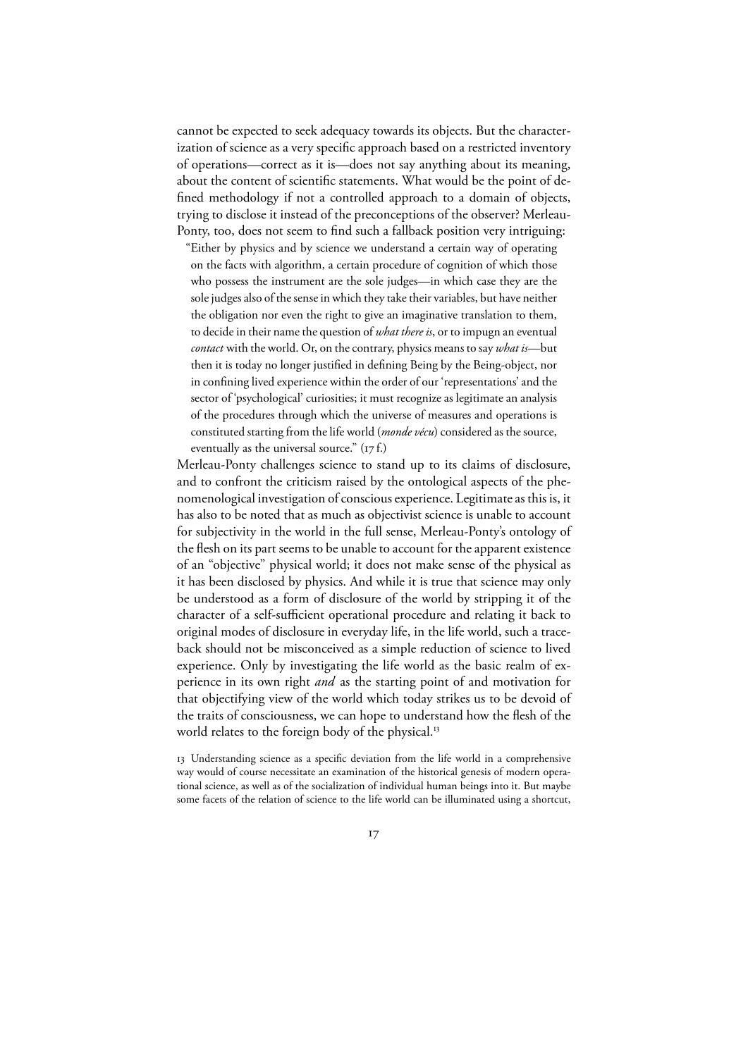cannot be expected to seek adequacy towards its objects. But the characterization of science as a very specific approach based on a restricted inventory of operations—correct as it is—does not say anything about its meaning, about the content of scientific statements. What would be the point of defined methodology if not a controlled approach to a domain of objects, trying to disclose it instead of the preconceptions of the observer? Merleau-Ponty, too, does not seem to find such a fallback position very intriguing:

> "Either by physics and by science we understand a certain way of operating on the facts with algorithm, a certain procedure of cognition of which those who possess the instrument are the sole judges—in which case they are the sole judges also of the sense in which they take their variables, but have neither the obligation nor even the right to give an imaginative translation to them, to decide in their name the question of *what there is*, or to impugn an eventual *contact* with the world. Or, on the contrary, physics means to say *what is*—but then it is today no longer justified in defining Being by the Being-object, nor in confining lived experience within the order of our 'representations' and the sector of 'psychological' curiosities; it must recognize as legitimate an analysis of the procedures through which the universe of measures and operations is constituted starting from the life world (*monde vécu*) considered as the source, eventually as the universal source." (17 f.)

Merleau-Ponty challenges science to stand up to its claims of disclosure, and to confront the criticism raised by the ontological aspects of the phenomenological investigation of conscious experience. Legitimate as this is, it has also to be noted that as much as objectivist science is unable to account for subjectivity in the world in the full sense, Merleau-Ponty's ontology of the flesh on its part seems to be unable to account for the apparent existence of an "objective" physical world; it does not make sense of the physical as it has been disclosed by physics. And while it is true that science may only be understood as a form of disclosure of the world by stripping it of the character of a self-sufficient operational procedure and relating it back to original modes of disclosure in everyday life, in the life world, such a trace-back should not be misconceived as a simple reduction of science to lived experience. Only by investigating the life world as the basic realm of experience in its own right *and* as the starting point of and motivation for that objectifying view of the world which today strikes us to be devoid of the traits of consciousness, we can hope to understand how the flesh of the world relates to the foreign body of the physical.[13]

13 Understanding science as a specific deviation from the life world in a comprehensive way would of course necessitate an examination of the historical genesis of modern operational science, as well as of the socialization of individual human beings into it. But maybe some facets of the relation of science to the life world can be illuminated using a shortcut,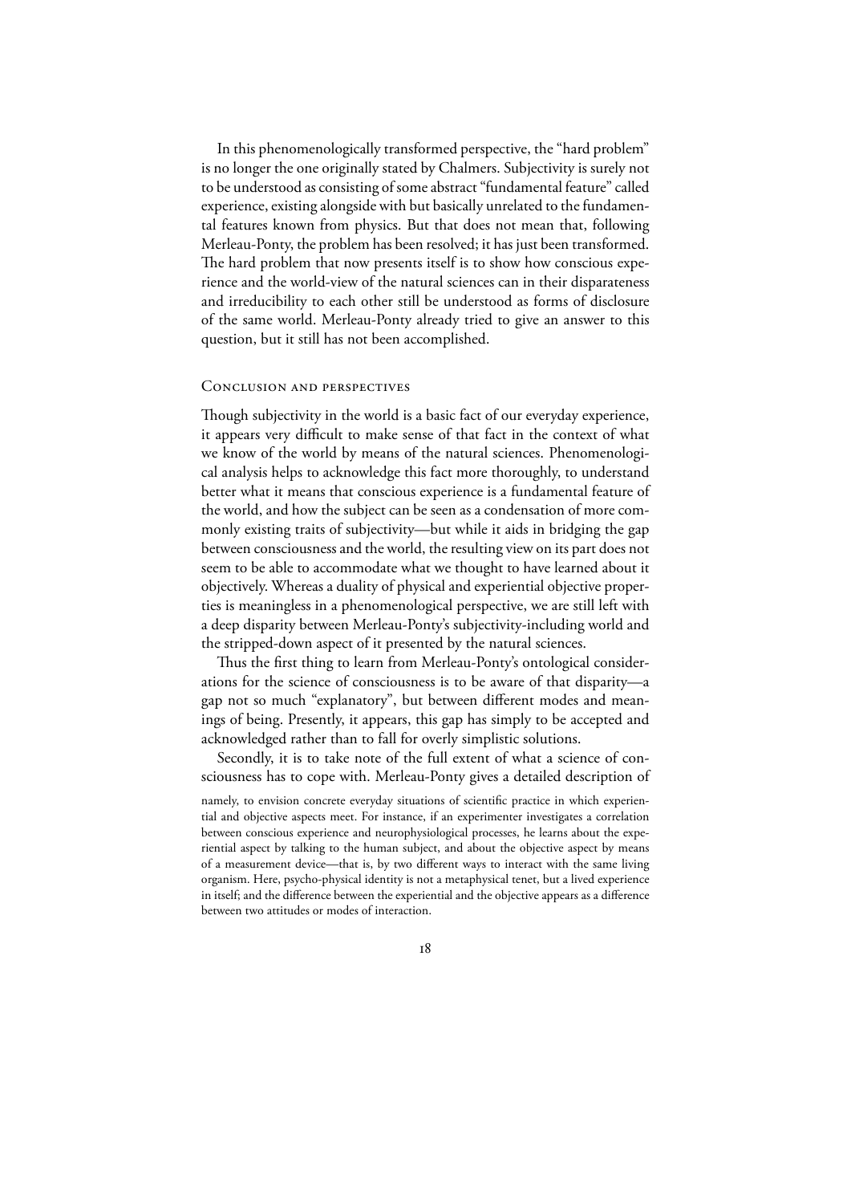In this phenomenologically transformed perspective, the "hard problem" is no longer the one originally stated by Chalmers. Subjectivity is surely not to be understood as consisting of some abstract "fundamental feature" called experience, existing alongside with but basically unrelated to the fundamental features known from physics. But that does not mean that, following Merleau-Ponty, the problem has been resolved; it has just been transformed. The hard problem that now presents itself is to show how conscious experience and the world-view of the natural sciences can in their disparateness and irreducibility to each other still be understood as forms of disclosure of the same world. Merleau-Ponty already tried to give an answer to this question, but it still has not been accomplished.

## Conclusion and perspectives

Though subjectivity in the world is a basic fact of our everyday experience, it appears very difficult to make sense of that fact in the context of what we know of the world by means of the natural sciences. Phenomenological analysis helps to acknowledge this fact more thoroughly, to understand better what it means that conscious experience is a fundamental feature of the world, and how the subject can be seen as a condensation of more commonly existing traits of subjectivity—but while it aids in bridging the gap between consciousness and the world, the resulting view on its part does not seem to be able to accommodate what we thought to have learned about it objectively. Whereas a duality of physical and experiential objective properties is meaningless in a phenomenological perspective, we are still left with a deep disparity between Merleau-Ponty's subjectivity-including world and the stripped-down aspect of it presented by the natural sciences.

Thus the first thing to learn from Merleau-Ponty's ontological considerations for the science of consciousness is to be aware of that disparity—a gap not so much "explanatory", but between different modes and meanings of being. Presently, it appears, this gap has simply to be accepted and acknowledged rather than to fall for overly simplistic solutions.

Secondly, it is to take note of the full extent of what a science of consciousness has to cope with. Merleau-Ponty gives a detailed description of

namely, to envision concrete everyday situations of scientific practice in which experiential and objective aspects meet. For instance, if an experimenter investigates a correlation between conscious experience and neurophysiological processes, he learns about the experiential aspect by talking to the human subject, and about the objective aspect by means of a measurement device—that is, by two different ways to interact with the same living organism. Here, psycho-physical identity is not a metaphysical tenet, but a lived experience in itself; and the difference between the experiential and the objective appears as a difference between two attitudes or modes of interaction.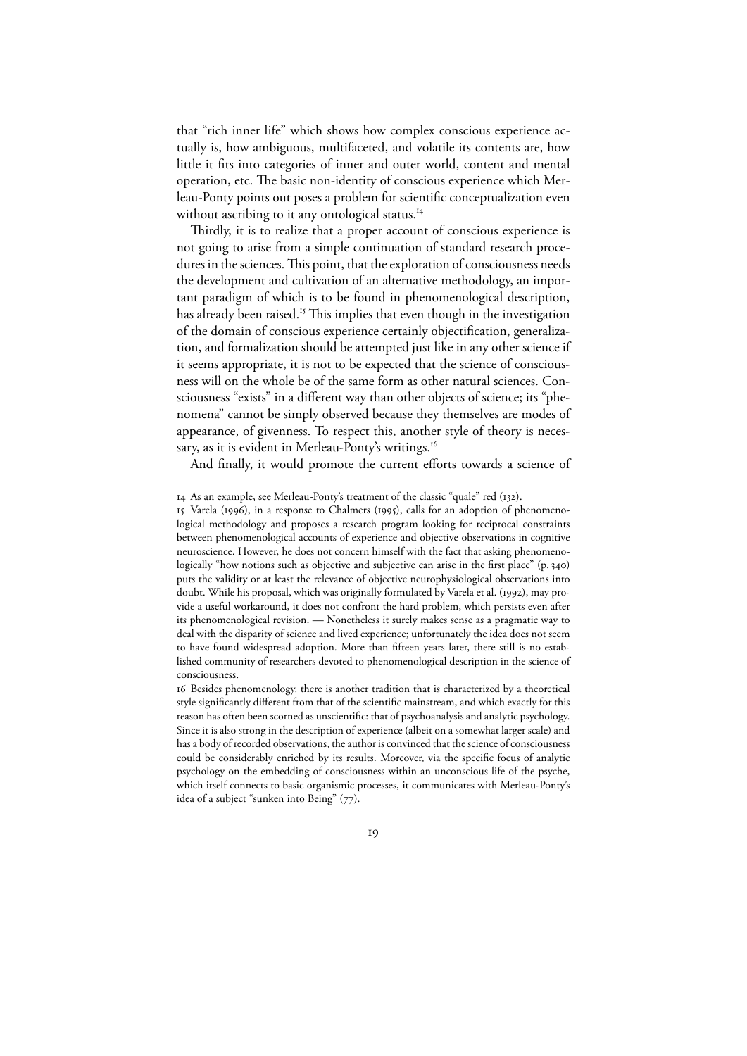that "rich inner life" which shows how complex conscious experience actually is, how ambiguous, multifaceted, and volatile its contents are, how little it fits into categories of inner and outer world, content and mental operation, etc. The basic non-identity of conscious experience which Merleau-Ponty points out poses a problem for scientific conceptualization even without ascribing to it any ontological status.[14]

Thirdly, it is to realize that a proper account of conscious experience is not going to arise from a simple continuation of standard research procedures in the sciences. This point, that the exploration of consciousness needs the development and cultivation of an alternative methodology, an important paradigm of which is to be found in phenomenological description, has already been raised.[15] This implies that even though in the investigation of the domain of conscious experience certainly objectification, generalization, and formalization should be attempted just like in any other science if it seems appropriate, it is not to be expected that the science of consciousness will on the whole be of the same form as other natural sciences. Consciousness "exists" in a different way than other objects of science; its "phenomena" cannot be simply observed because they themselves are modes of appearance, of givenness. To respect this, another style of theory is necessary, as it is evident in Merleau-Ponty's writings.[16]

And finally, it would promote the current efforts towards a science of

14 As an example, see Merleau-Ponty's treatment of the classic "quale" red (132).

15 Varela (1996), in a response to Chalmers (1995), calls for an adoption of phenomenological methodology and proposes a research program looking for reciprocal constraints between phenomenological accounts of experience and objective observations in cognitive neuroscience. However, he does not concern himself with the fact that asking phenomenologically "how notions such as objective and subjective can arise in the first place" (p. 340) puts the validity or at least the relevance of objective neurophysiological observations into doubt. While his proposal, which was originally formulated by Varela et al. (1992), may provide a useful workaround, it does not confront the hard problem, which persists even after its phenomenological revision. — Nonetheless it surely makes sense as a pragmatic way to deal with the disparity of science and lived experience; unfortunately the idea does not seem to have found widespread adoption. More than fifteen years later, there still is no established community of researchers devoted to phenomenological description in the science of consciousness.

16 Besides phenomenology, there is another tradition that is characterized by a theoretical style significantly different from that of the scientific mainstream, and which exactly for this reason has often been scorned as unscientific: that of psychoanalysis and analytic psychology. Since it is also strong in the description of experience (albeit on a somewhat larger scale) and has a body of recorded observations, the author is convinced that the science of consciousness could be considerably enriched by its results. Moreover, via the specific focus of analytic psychology on the embedding of consciousness within an unconscious life of the psyche, which itself connects to basic organismic processes, it communicates with Merleau-Ponty's idea of a subject "sunken into Being" (77).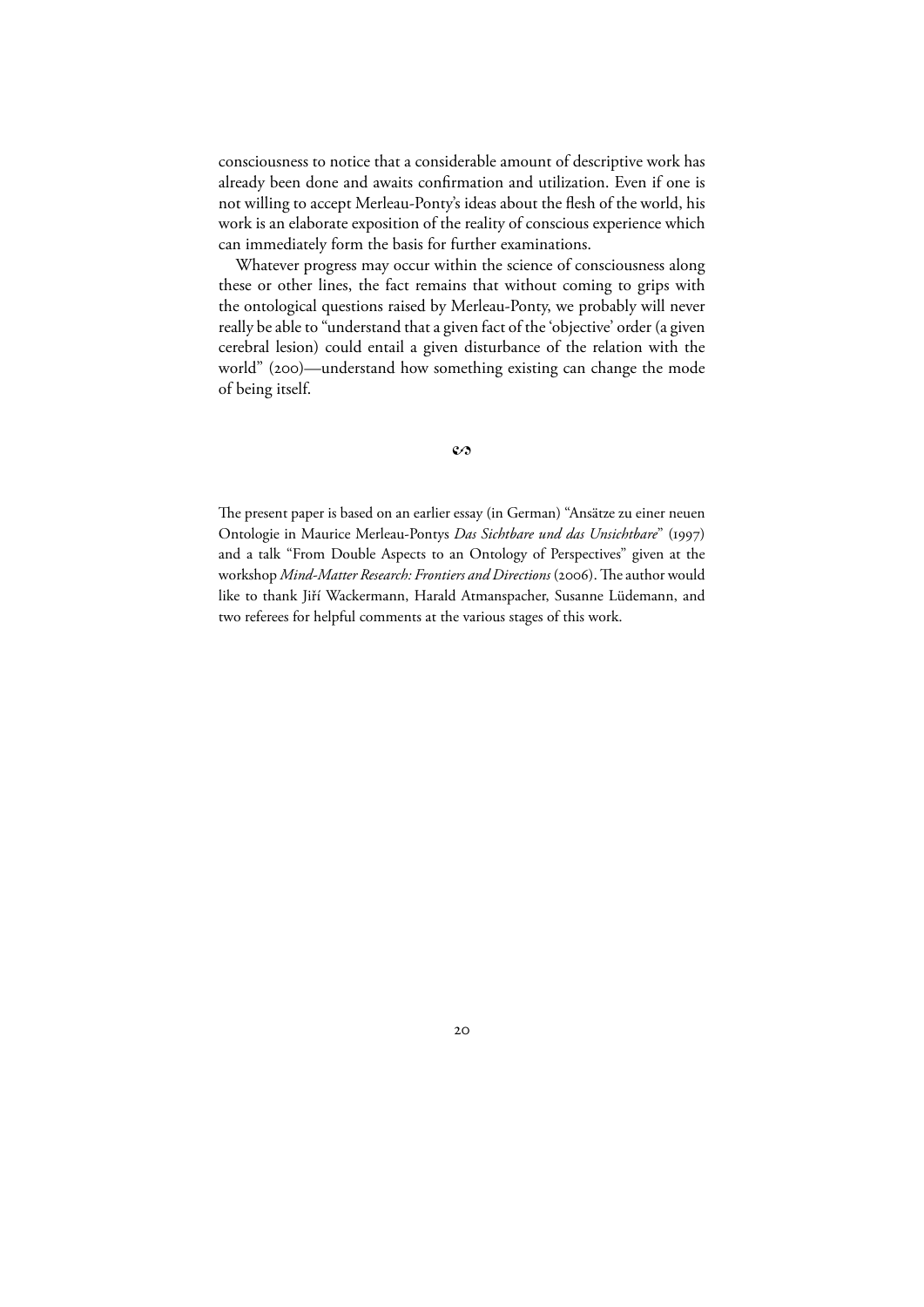consciousness to notice that a considerable amount of descriptive work has already been done and awaits confirmation and utilization. Even if one is not willing to accept Merleau-Ponty's ideas about the flesh of the world, his work is an elaborate exposition of the reality of conscious experience which can immediately form the basis for further examinations.

Whatever progress may occur within the science of consciousness along these or other lines, the fact remains that without coming to grips with the ontological questions raised by Merleau-Ponty, we probably will never really be able to "understand that a given fact of the 'objective' order (a given cerebral lesion) could entail a given disturbance of the relation with the world" (200)—understand how something existing can change the mode of being itself.

∽

The present paper is based on an earlier essay (in German) "Ansätze zu einer neuen Ontologie in Maurice Merleau-Pontys *Das Sichtbare und das Unsichtbare*" (1997) and a talk "From Double Aspects to an Ontology of Perspectives" given at the workshop *Mind-Matter Research: Frontiers and Directions* (2006). The author would like to thank Jiří Wackermann, Harald Atmanspacher, Susanne Lüdemann, and two referees for helpful comments at the various stages of this work.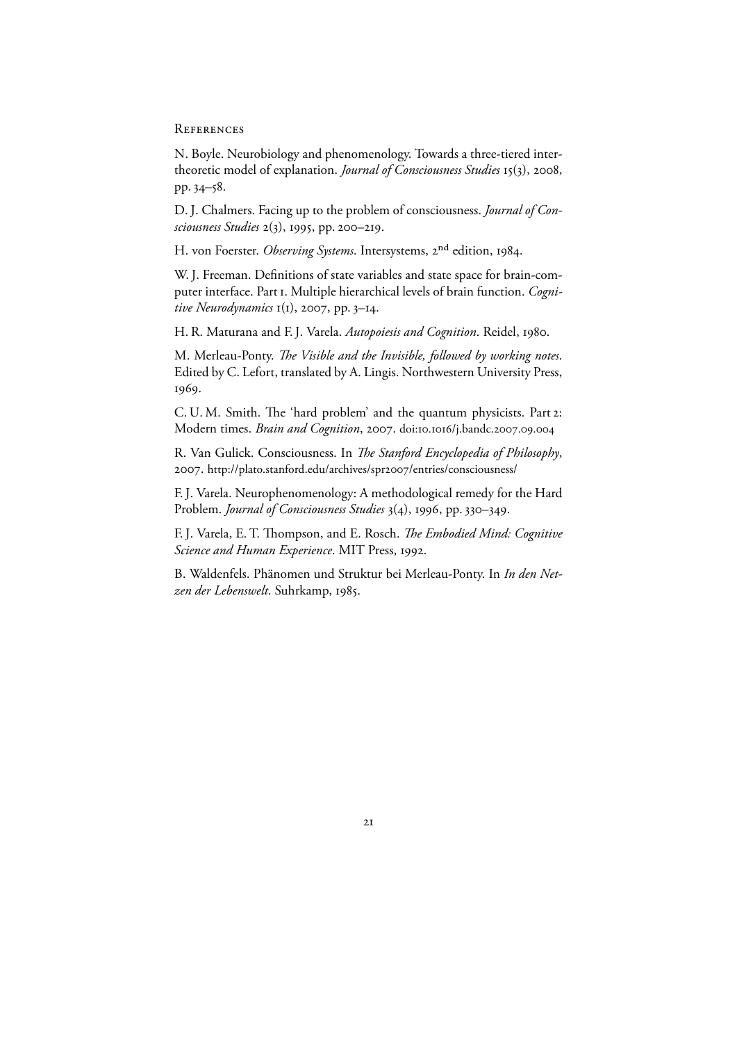## References

N. Boyle. Neurobiology and phenomenology. Towards a three-tiered intertheoretic model of explanation. *Journal of Consciousness Studies* 15(3), 2008, pp. 34–58.

D. J. Chalmers. Facing up to the problem of consciousness. *Journal of Consciousness Studies* 2(3), 1995, pp. 200–219.

H. von Foerster. *Observing Systems*. Intersystems, 2nd edition, 1984.

W. J. Freeman. Definitions of state variables and state space for brain-computer interface. Part 1. Multiple hierarchical levels of brain function. *Cognitive Neurodynamics* 1(1), 2007, pp. 3–14.

H. R. Maturana and F. J. Varela. *Autopoiesis and Cognition*. Reidel, 1980.

M. Merleau-Ponty. *The Visible and the Invisible, followed by working notes*. Edited by C. Lefort, translated by A. Lingis. Northwestern University Press, 1969.

C. U. M. Smith. The 'hard problem' and the quantum physicists. Part 2: Modern times. *Brain and Cognition*, 2007. doi:10.1016/j.bandc.2007.09.004

R. Van Gulick. Consciousness. In *The Stanford Encyclopedia of Philosophy*, 2007. http://plato.stanford.edu/archives/spr2007/entries/consciousness/

F. J. Varela. Neurophenomenology: A methodological remedy for the Hard Problem. *Journal of Consciousness Studies* 3(4), 1996, pp. 330–349.

F. J. Varela, E. T. Thompson, and E. Rosch. *The Embodied Mind: Cognitive Science and Human Experience*. MIT Press, 1992.

B. Waldenfels. Phänomen und Struktur bei Merleau-Ponty. In *In den Netzen der Lebenswelt*. Suhrkamp, 1985.